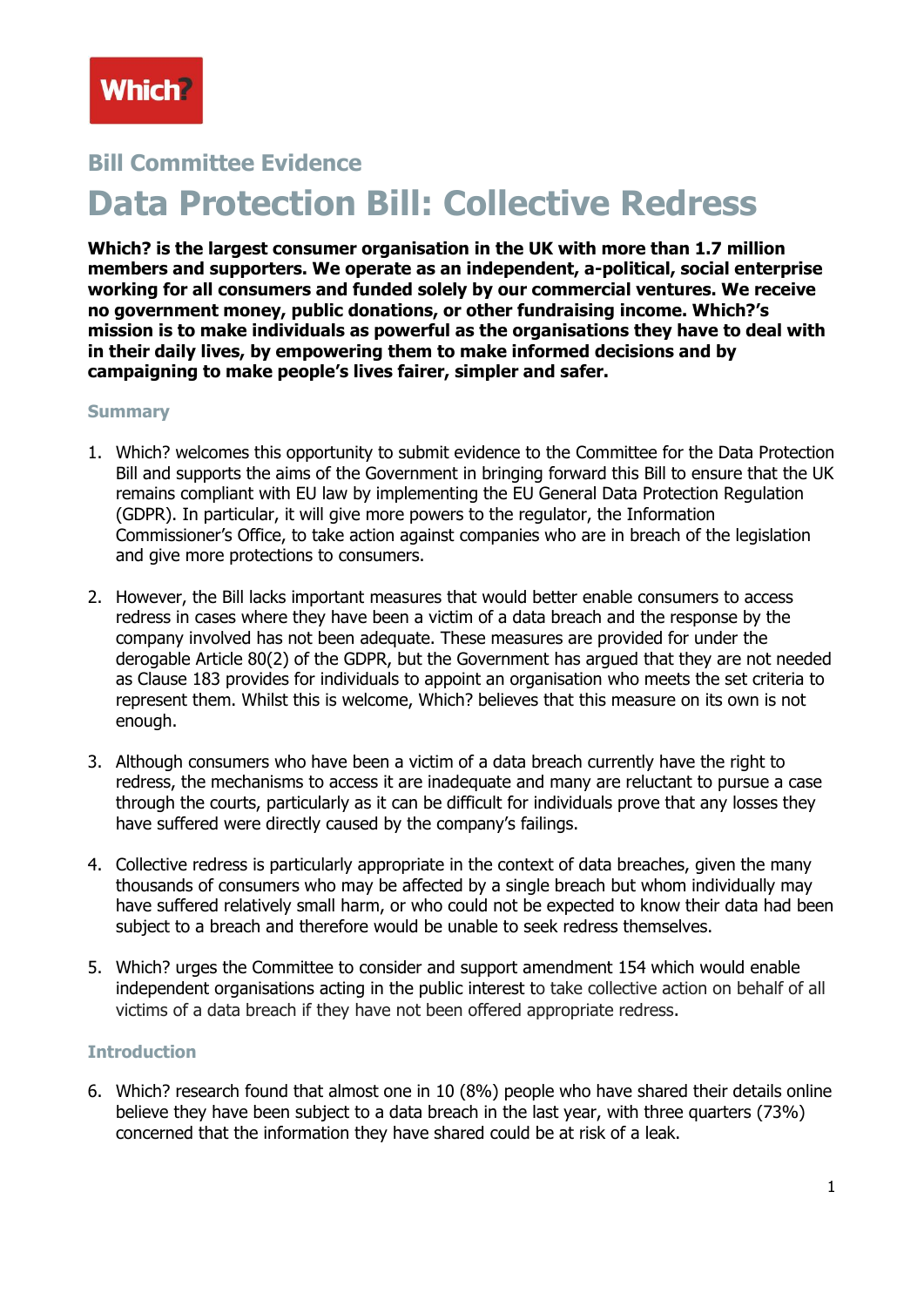Which?

## Bill Committee Evidence

# Data Protection Bill: Collective Redress

**Which? is the largest consumer organisation in the UK with more than 1.7 million members and supporters. We operate as an independent, a-political, social enterprise working for all consumers and funded solely by our commercial ventures. We receive no government money, public donations, or other fundraising income. Which?'s mission is to make individuals as powerful as the organisations they have to deal with in their daily lives, by empowering them to make informed decisions and by campaigning to make people's lives fairer, simpler and safer.**

### Summary

1. Which? welcomes this opportunity to submit evidence to the Committee for the Data Protection Bill and supports the aims of the Government in bringing forward this Bill to ensure that the UK remains compliant with EU law by implementing the EU General Data Protection Regulation (GDPR). In particular, it will give more powers to the regulator, the Information Commissioner's Office, to take action against companies who are in breach of the legislation and give more protections to consumers.

2. However, the Bill lacks important measures that would better enable consumers to access redress in cases where they have been a victim of a data breach and the response by the company involved has not been adequate. These measures are provided for under the derogable Article 80(2) of the GDPR, but the Government has argued that they are not needed as Clause 183 provides for individuals to appoint an organisation who meets the set criteria to represent them. Whilst this is welcome, Which? believes that this measure on its own is not enough.

3. Although consumers who have been a victim of a data breach currently have the right to redress, the mechanisms to access it are inadequate and many are reluctant to pursue a case through the courts, particularly as it can be difficult for individuals prove that any losses they have suffered were directly caused by the company's failings.

4. Collective redress is particularly appropriate in the context of data breaches, given the many thousands of consumers who may be affected by a single breach but whom individually may have suffered relatively small harm, or who could not be expected to know their data had been subject to a breach and therefore would be unable to seek redress themselves.

5. Which? urges the Committee to consider and support amendment 154 which would enable independent organisations acting in the public interest to take collective action on behalf of all victims of a data breach if they have not been offered appropriate redress.

### Introduction

6. Which? research found that almost one in 10 (8%) people who have shared their details online believe they have been subject to a data breach in the last year, with three quarters (73%) concerned that the information they have shared could be at risk of a leak.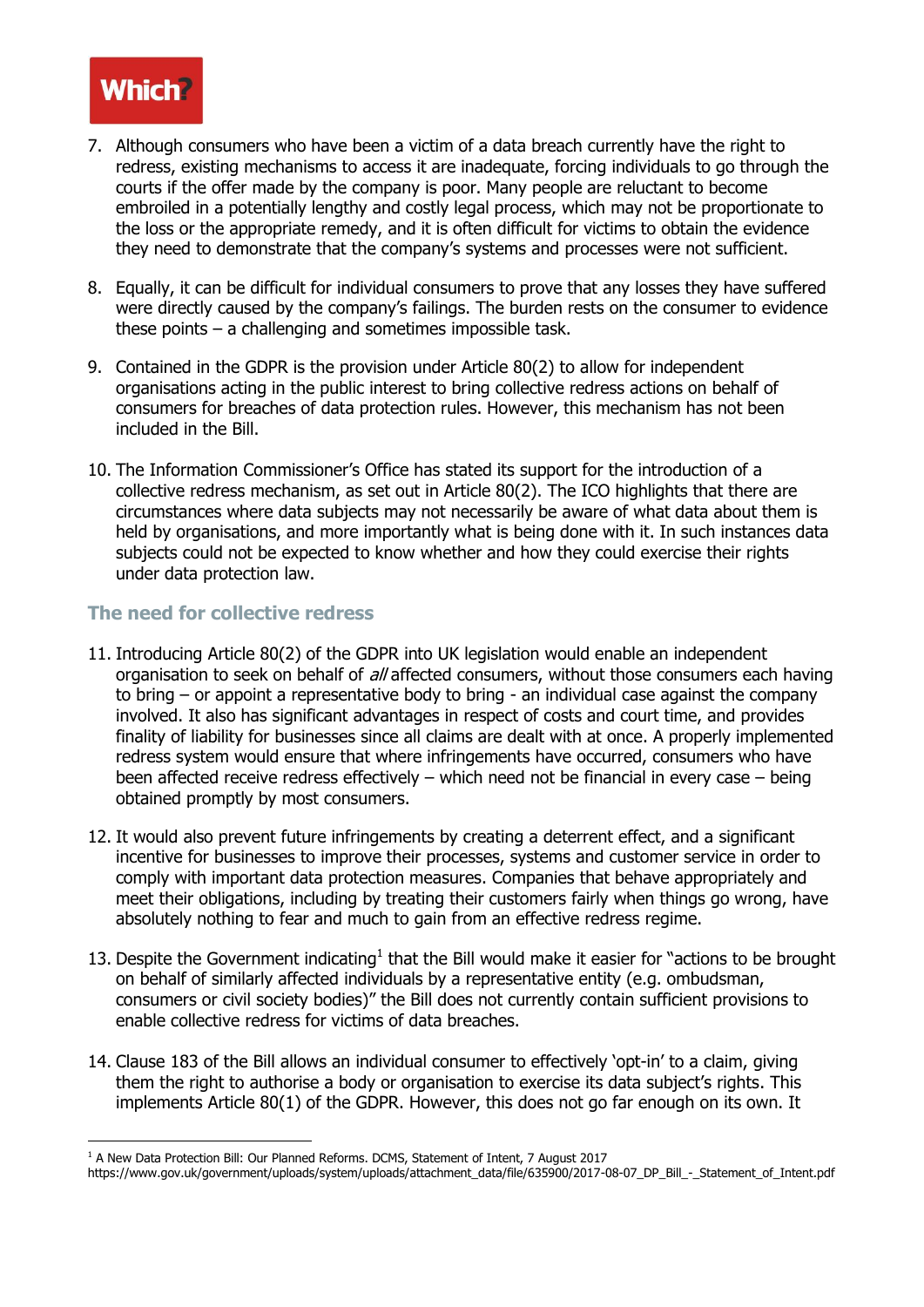7. Although consumers who have been a victim of a data breach currently have the right to redress, existing mechanisms to access it are inadequate, forcing individuals to go through the courts if the offer made by the company is poor. Many people are reluctant to become embroiled in a potentially lengthy and costly legal process, which may not be proportionate to the loss or the appropriate remedy, and it is often difficult for victims to obtain the evidence they need to demonstrate that the company's systems and processes were not sufficient.

8. Equally, it can be difficult for individual consumers to prove that any losses they have suffered were directly caused by the company's failings. The burden rests on the consumer to evidence these points – a challenging and sometimes impossible task.

9. Contained in the GDPR is the provision under Article 80(2) to allow for independent organisations acting in the public interest to bring collective redress actions on behalf of consumers for breaches of data protection rules. However, this mechanism has not been included in the Bill.

10. The Information Commissioner's Office has stated its support for the introduction of a collective redress mechanism, as set out in Article 80(2). The ICO highlights that there are circumstances where data subjects may not necessarily be aware of what data about them is held by organisations, and more importantly what is being done with it. In such instances data subjects could not be expected to know whether and how they could exercise their rights under data protection law.

## The need for collective redress

11. Introducing Article 80(2) of the GDPR into UK legislation would enable an independent organisation to seek on behalf of *all* affected consumers, without those consumers each having to bring – or appoint a representative body to bring - an individual case against the company involved. It also has significant advantages in respect of costs and court time, and provides finality of liability for businesses since all claims are dealt with at once. A properly implemented redress system would ensure that where infringements have occurred, consumers who have been affected receive redress effectively – which need not be financial in every case – being obtained promptly by most consumers.

12. It would also prevent future infringements by creating a deterrent effect, and a significant incentive for businesses to improve their processes, systems and customer service in order to comply with important data protection measures. Companies that behave appropriately and meet their obligations, including by treating their customers fairly when things go wrong, have absolutely nothing to fear and much to gain from an effective redress regime.

13. Despite the Government indicating[1] that the Bill would make it easier for "actions to be brought on behalf of similarly affected individuals by a representative entity (e.g. ombudsman, consumers or civil society bodies)" the Bill does not currently contain sufficient provisions to enable collective redress for victims of data breaches.

14. Clause 183 of the Bill allows an individual consumer to effectively 'opt-in' to a claim, giving them the right to authorise a body or organisation to exercise its data subject's rights. This implements Article 80(1) of the GDPR. However, this does not go far enough on its own. It

[1] A New Data Protection Bill: Our Planned Reforms. DCMS, Statement of Intent, 7 August 2017 https://www.gov.uk/government/uploads/system/uploads/attachment_data/file/635900/2017-08-07_DP_Bill_-_Statement_of_Intent.pdf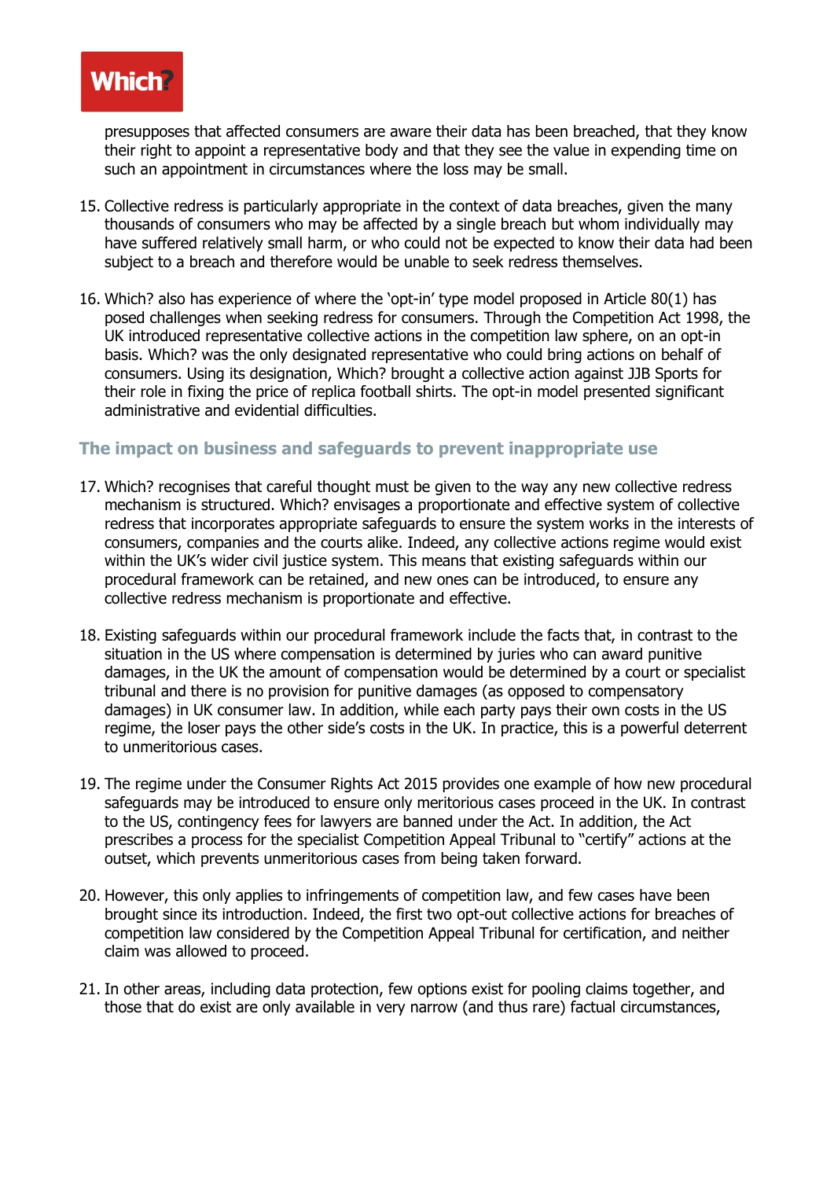presupposes that affected consumers are aware their data has been breached, that they know their right to appoint a representative body and that they see the value in expending time on such an appointment in circumstances where the loss may be small.

15. Collective redress is particularly appropriate in the context of data breaches, given the many thousands of consumers who may be affected by a single breach but whom individually may have suffered relatively small harm, or who could not be expected to know their data had been subject to a breach and therefore would be unable to seek redress themselves.

16. Which? also has experience of where the 'opt-in' type model proposed in Article 80(1) has posed challenges when seeking redress for consumers. Through the Competition Act 1998, the UK introduced representative collective actions in the competition law sphere, on an opt-in basis. Which? was the only designated representative who could bring actions on behalf of consumers. Using its designation, Which? brought a collective action against JJB Sports for their role in fixing the price of replica football shirts. The opt-in model presented significant administrative and evidential difficulties.

### The impact on business and safeguards to prevent inappropriate use

17. Which? recognises that careful thought must be given to the way any new collective redress mechanism is structured. Which? envisages a proportionate and effective system of collective redress that incorporates appropriate safeguards to ensure the system works in the interests of consumers, companies and the courts alike. Indeed, any collective actions regime would exist within the UK's wider civil justice system. This means that existing safeguards within our procedural framework can be retained, and new ones can be introduced, to ensure any collective redress mechanism is proportionate and effective.

18. Existing safeguards within our procedural framework include the facts that, in contrast to the situation in the US where compensation is determined by juries who can award punitive damages, in the UK the amount of compensation would be determined by a court or specialist tribunal and there is no provision for punitive damages (as opposed to compensatory damages) in UK consumer law. In addition, while each party pays their own costs in the US regime, the loser pays the other side's costs in the UK. In practice, this is a powerful deterrent to unmeritorious cases.

19. The regime under the Consumer Rights Act 2015 provides one example of how new procedural safeguards may be introduced to ensure only meritorious cases proceed in the UK. In contrast to the US, contingency fees for lawyers are banned under the Act. In addition, the Act prescribes a process for the specialist Competition Appeal Tribunal to "certify" actions at the outset, which prevents unmeritorious cases from being taken forward.

20. However, this only applies to infringements of competition law, and few cases have been brought since its introduction. Indeed, the first two opt-out collective actions for breaches of competition law considered by the Competition Appeal Tribunal for certification, and neither claim was allowed to proceed.

21. In other areas, including data protection, few options exist for pooling claims together, and those that do exist are only available in very narrow (and thus rare) factual circumstances,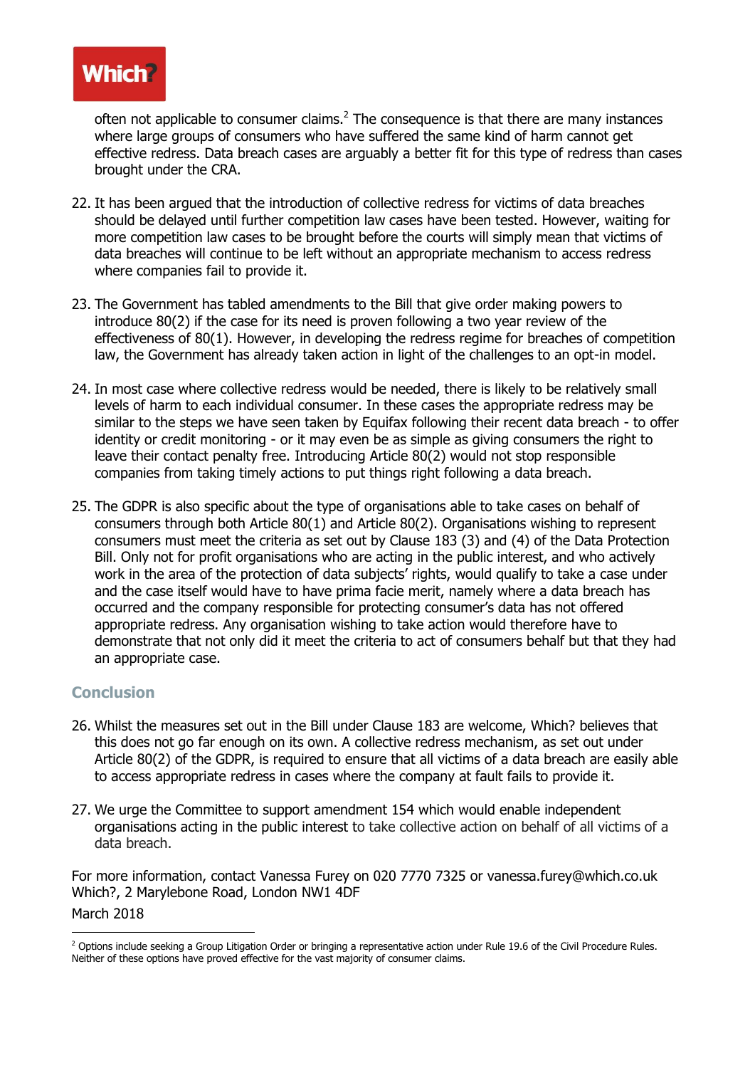often not applicable to consumer claims.[2] The consequence is that there are many instances where large groups of consumers who have suffered the same kind of harm cannot get effective redress. Data breach cases are arguably a better fit for this type of redress than cases brought under the CRA.

22. It has been argued that the introduction of collective redress for victims of data breaches should be delayed until further competition law cases have been tested. However, waiting for more competition law cases to be brought before the courts will simply mean that victims of data breaches will continue to be left without an appropriate mechanism to access redress where companies fail to provide it.

23. The Government has tabled amendments to the Bill that give order making powers to introduce 80(2) if the case for its need is proven following a two year review of the effectiveness of 80(1). However, in developing the redress regime for breaches of competition law, the Government has already taken action in light of the challenges to an opt-in model.

24. In most case where collective redress would be needed, there is likely to be relatively small levels of harm to each individual consumer. In these cases the appropriate redress may be similar to the steps we have seen taken by Equifax following their recent data breach - to offer identity or credit monitoring - or it may even be as simple as giving consumers the right to leave their contact penalty free. Introducing Article 80(2) would not stop responsible companies from taking timely actions to put things right following a data breach.

25. The GDPR is also specific about the type of organisations able to take cases on behalf of consumers through both Article 80(1) and Article 80(2). Organisations wishing to represent consumers must meet the criteria as set out by Clause 183 (3) and (4) of the Data Protection Bill. Only not for profit organisations who are acting in the public interest, and who actively work in the area of the protection of data subjects' rights, would qualify to take a case under and the case itself would have to have prima facie merit, namely where a data breach has occurred and the company responsible for protecting consumer's data has not offered appropriate redress. Any organisation wishing to take action would therefore have to demonstrate that not only did it meet the criteria to act of consumers behalf but that they had an appropriate case.

## Conclusion

26. Whilst the measures set out in the Bill under Clause 183 are welcome, Which? believes that this does not go far enough on its own. A collective redress mechanism, as set out under Article 80(2) of the GDPR, is required to ensure that all victims of a data breach are easily able to access appropriate redress in cases where the company at fault fails to provide it.

27. We urge the Committee to support amendment 154 which would enable independent organisations acting in the public interest to take collective action on behalf of all victims of a data breach.

For more information, contact Vanessa Furey on 020 7770 7325 or vanessa.furey@which.co.uk
Which?, 2 Marylebone Road, London NW1 4DF
March 2018

[2] Options include seeking a Group Litigation Order or bringing a representative action under Rule 19.6 of the Civil Procedure Rules. Neither of these options have proved effective for the vast majority of consumer claims.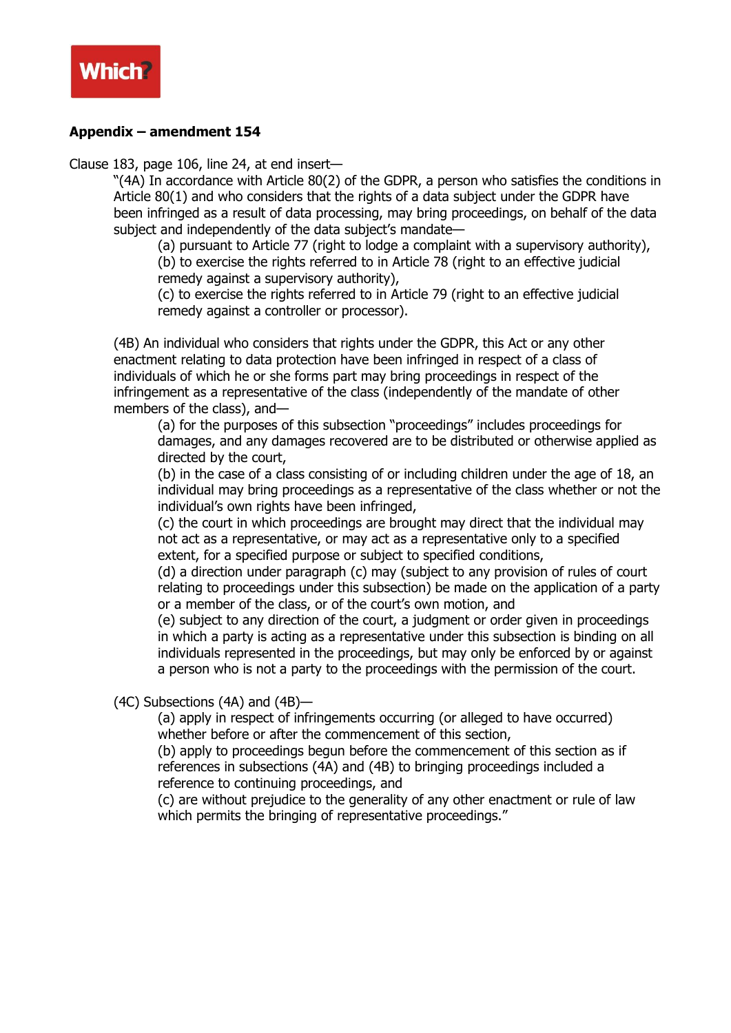Which?

## Appendix – amendment 154

Clause 183, page 106, line 24, at end insert—

> "(4A) In accordance with Article 80(2) of the GDPR, a person who satisfies the conditions in Article 80(1) and who considers that the rights of a data subject under the GDPR have been infringed as a result of data processing, may bring proceedings, on behalf of the data subject and independently of the data subject's mandate—
>
> (a) pursuant to Article 77 (right to lodge a complaint with a supervisory authority),
> (b) to exercise the rights referred to in Article 78 (right to an effective judicial remedy against a supervisory authority),
> (c) to exercise the rights referred to in Article 79 (right to an effective judicial remedy against a controller or processor).
>
> (4B) An individual who considers that rights under the GDPR, this Act or any other enactment relating to data protection have been infringed in respect of a class of individuals of which he or she forms part may bring proceedings in respect of the infringement as a representative of the class (independently of the mandate of other members of the class), and—
>
> (a) for the purposes of this subsection "proceedings" includes proceedings for damages, and any damages recovered are to be distributed or otherwise applied as directed by the court,
> (b) in the case of a class consisting of or including children under the age of 18, an individual may bring proceedings as a representative of the class whether or not the individual's own rights have been infringed,
> (c) the court in which proceedings are brought may direct that the individual may not act as a representative, or may act as a representative only to a specified extent, for a specified purpose or subject to specified conditions,
> (d) a direction under paragraph (c) may (subject to any provision of rules of court relating to proceedings under this subsection) be made on the application of a party or a member of the class, or of the court's own motion, and
> (e) subject to any direction of the court, a judgment or order given in proceedings in which a party is acting as a representative under this subsection is binding on all individuals represented in the proceedings, but may only be enforced by or against a person who is not a party to the proceedings with the permission of the court.
>
> (4C) Subsections (4A) and (4B)—
>
> (a) apply in respect of infringements occurring (or alleged to have occurred) whether before or after the commencement of this section,
> (b) apply to proceedings begun before the commencement of this section as if references in subsections (4A) and (4B) to bringing proceedings included a reference to continuing proceedings, and
> (c) are without prejudice to the generality of any other enactment or rule of law which permits the bringing of representative proceedings."